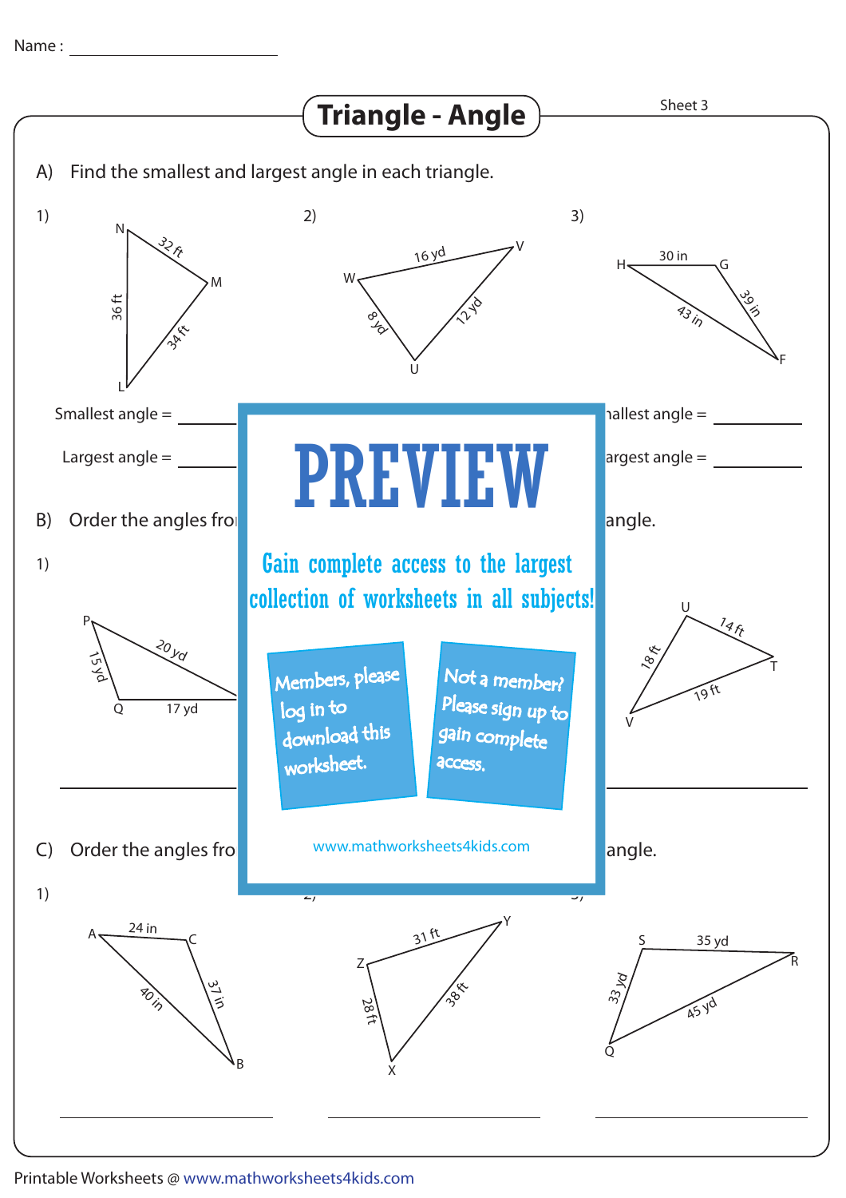Name : ____________________

# Triangle - Angle

Sheet 3

A) Find the smallest and largest angle in each triangle.

1) Triangle LMN: NM = 32 ft, ML = 34 ft, NL = 36 ft

2) Triangle UVW: WV = 16 yd, VU = 12 yd, WU = 8 yd

3) Triangle FGH: HG = 30 in, GF = 39 in, HF = 43 in

Smallest angle = ________

Largest angle = ________

mallest angle = ________

argest angle = ________

B) Order the angles fro

angle.

1) Triangle PQ: PQ = 15 yd, P = 20 yd, Q = 17 yd

Triangle TUV: UT = 14 ft, UV = 18 ft, VT = 19 ft

PREVIEW

Gain complete access to the largest collection of worksheets in all subjects!

Members, please log in to download this worksheet.

Not a member? Please sign up to gain complete access.

www.mathworksheets4kids.com

C) Order the angles fro

angle.

1) Triangle ABC: AC = 24 in, CB = 37 in, AB = 40 in

2) Triangle XYZ: ZY = 31 ft, YX = 38 ft, ZX = 28 ft

3) Triangle QRS: SR = 35 yd, RQ = 45 yd, SQ = 33 yd

Printable Worksheets @ www.mathworksheets4kids.com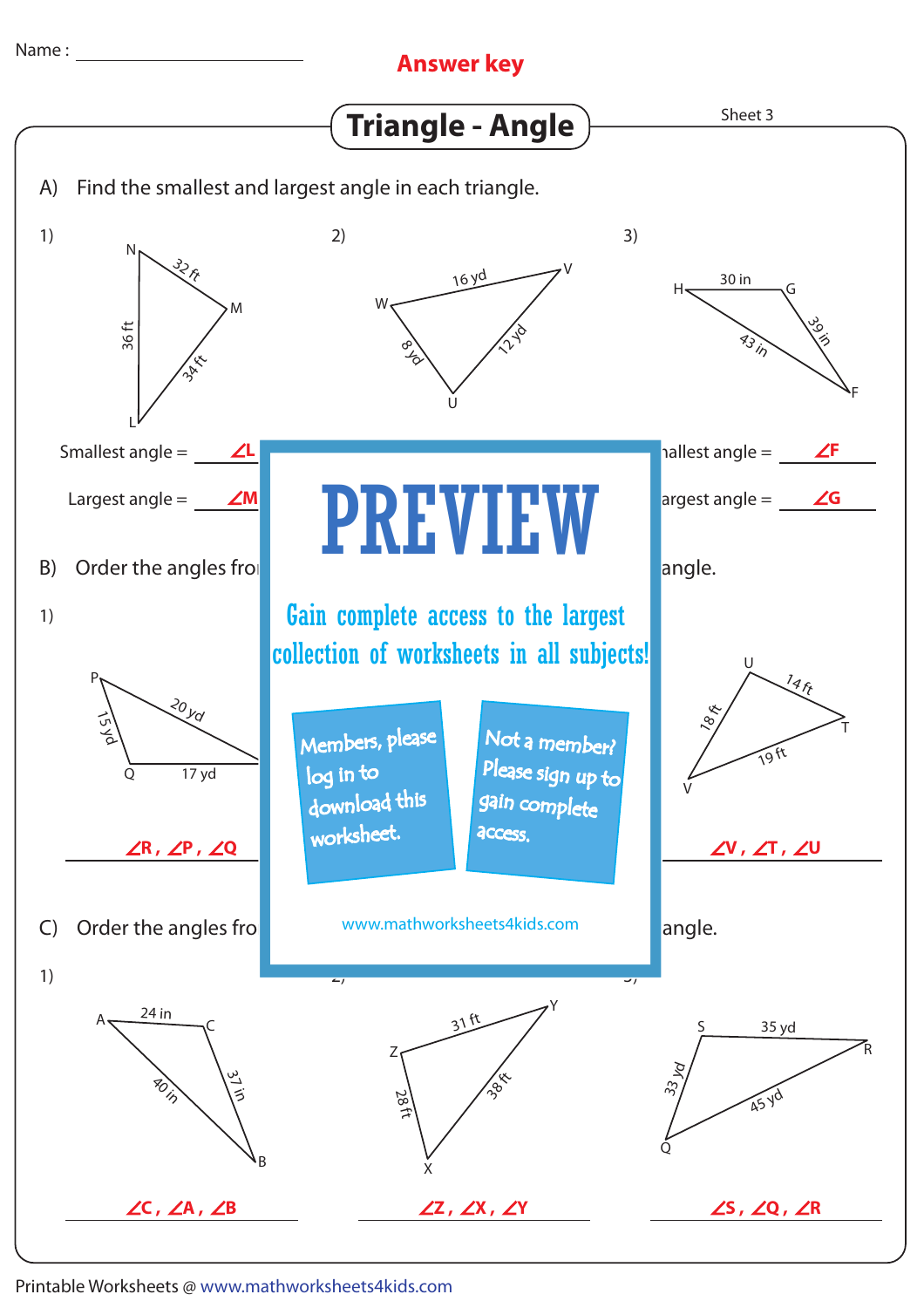Name : ______________________

**Answer key**

# Triangle - Angle

Sheet 3

A) Find the smallest and largest angle in each triangle.

1)

N, M, L

32 ft

36 ft

34 ft

2)

W, V, U

16 yd

8 yd

12 yd

3)

H, G, F

30 in

43 in

39 in

Smallest angle = ∠L

Largest angle = ∠M

Smallest angle = ∠F

Largest angle = ∠G

# PREVIEW

Gain complete access to the largest collection of worksheets in all subjects!

Members, please log in to download this worksheet.

Not a member? Please sign up to gain complete access.

www.mathworksheets4kids.com

B) Order the angles from ... angle.

1)

P, Q

20 yd

15 yd

17 yd

∠R , ∠P , ∠Q

U, T, V

14 ft

18 ft

19 ft

∠V , ∠T , ∠U

C) Order the angles from ... angle.

1)

A, C, B

24 in

40 in

37 in

∠C , ∠A , ∠B

Z, Y, X

31 ft

28 ft

38 ft

∠Z , ∠X , ∠Y

S, R, Q

35 yd

33 yd

45 yd

∠S , ∠Q , ∠R

Printable Worksheets @ www.mathworksheets4kids.com